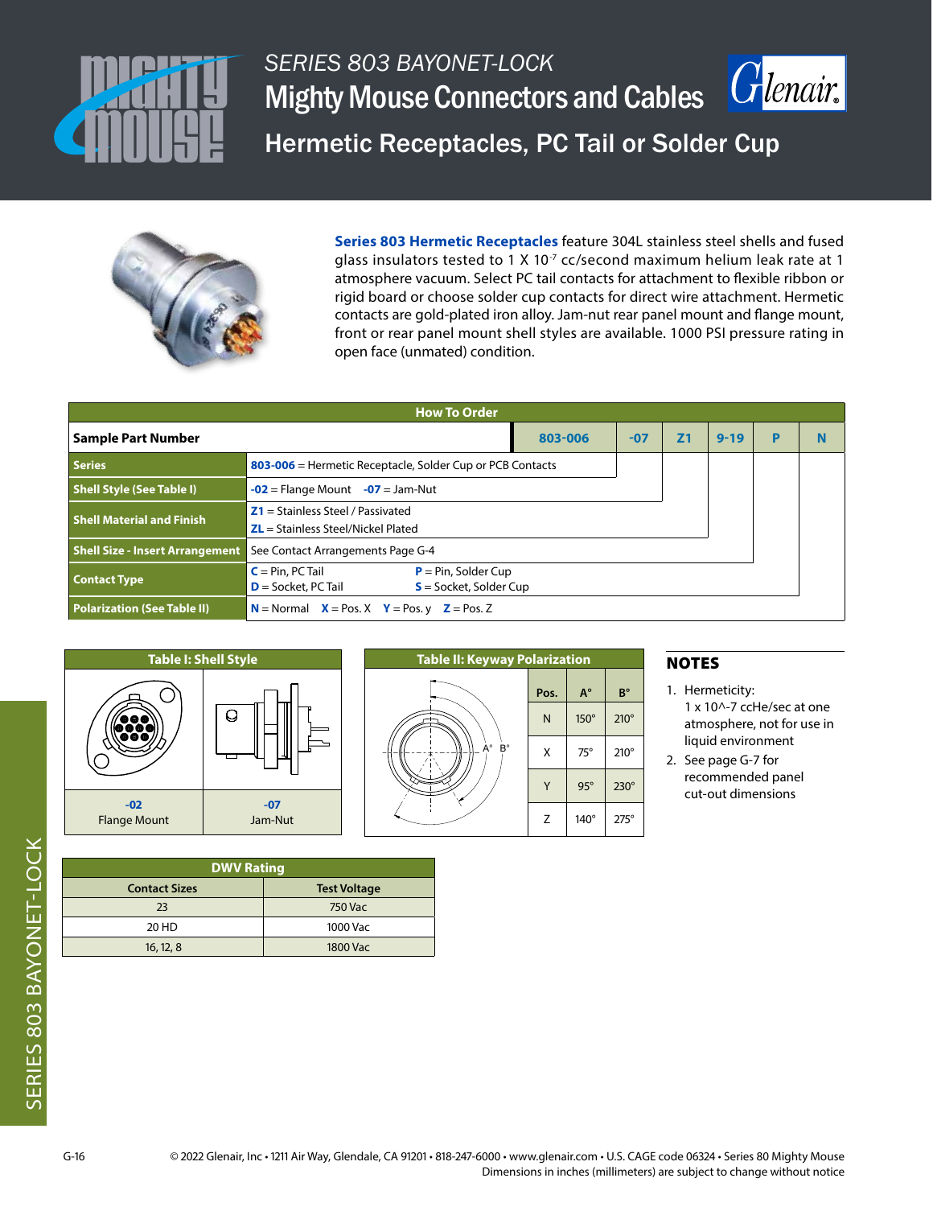# SERIES 803 BAYONET-LOCK

# Mighty Mouse Connectors and Cables

## Hermetic Receptacles, PC Tail or Solder Cup

**Series 803 Hermetic Receptacles** feature 304L stainless steel shells and fused glass insulators tested to 1 X $10^{-7}$ cc/second maximum helium leak rate at 1 atmosphere vacuum. Select PC tail contacts for attachment to flexible ribbon or rigid board or choose solder cup contacts for direct wire attachment. Hermetic contacts are gold-plated iron alloy. Jam-nut rear panel mount and flange mount, front or rear panel mount shell styles are available. 1000 PSI pressure rating in open face (unmated) condition.

### How To Order

| Sample Part Number | 803-006 | -07 | Z1 | 9-19 | P | N |
|---|---|---|---|---|---|---|
| Series | 803-006 = Hermetic Receptacle, Solder Cup or PCB Contacts | | | | | |
| Shell Style (See Table I) | -02 = Flange Mount  -07 = Jam-Nut | | | | | |
| Shell Material and Finish | Z1 = Stainless Steel / Passivated<br>ZL = Stainless Steel/Nickel Plated | | | | | |
| Shell Size - Insert Arrangement | See Contact Arrangements Page G-4 | | | | | |
| Contact Type | C = Pin, PC Tail  P = Pin, Solder Cup<br>D = Socket, PC Tail  S = Socket, Solder Cup | | | | | |
| Polarization (See Table II) | N = Normal  X = Pos. X  Y = Pos. y  Z = Pos. Z | | | | | |

### Table I: Shell Style

| -02 | -07 |
|---|---|
| Flange Mount | Jam-Nut |

### Table II: Keyway Polarization

| Pos. | A° | B° |
|---|---|---|
| N | 150° | 210° |
| X | 75° | 210° |
| Y | 95° | 230° |
| Z | 140° | 275° |

### NOTES

1. Hermeticity:
   1 x 10^-7 ccHe/sec at one atmosphere, not for use in liquid environment
2. See page G-7 for recommended panel cut-out dimensions

### DWV Rating

| Contact Sizes | Test Voltage |
|---|---|
| 23 | 750 Vac |
| 20 HD | 1000 Vac |
| 16, 12, 8 | 1800 Vac |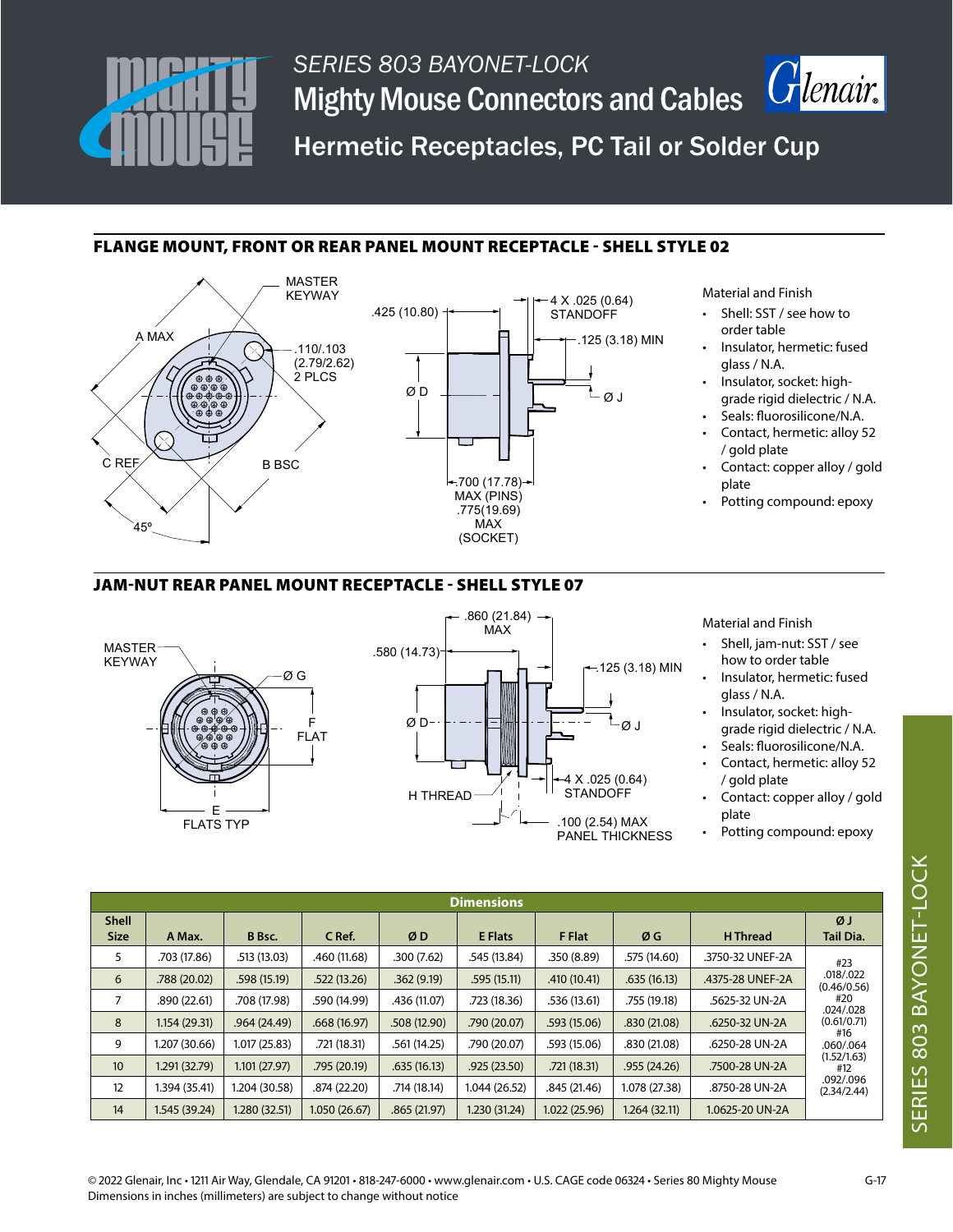# SERIES 803 BAYONET-LOCK

# Mighty Mouse Connectors and Cables

## Hermetic Receptacles, PC Tail or Solder Cup

### FLANGE MOUNT, FRONT OR REAR PANEL MOUNT RECEPTACLE - SHELL STYLE 02

MASTER KEYWAY

A MAX

.110/.103 (2.79/2.62) 2 PLCS

C REF

B BSC

45°

.425 (10.80)

4 X .025 (0.64) STANDOFF

.125 (3.18) MIN

Ø D

Ø J

.700 (17.78) MAX (PINS)
.775(19.69) MAX (SOCKET)

Material and Finish

- Shell: SST / see how to order table
- Insulator, hermetic: fused glass / N.A.
- Insulator, socket: high-grade rigid dielectric / N.A.
- Seals: fluorosilicone/N.A.
- Contact, hermetic: alloy 52 / gold plate
- Contact: copper alloy / gold plate
- Potting compound: epoxy

### JAM-NUT REAR PANEL MOUNT RECEPTACLE - SHELL STYLE 07

MASTER KEYWAY

Ø G

F FLAT

E FLATS TYP

.860 (21.84) MAX

.580 (14.73)

.125 (3.18) MIN

Ø D

Ø J

H THREAD

4 X .025 (0.64) STANDOFF

.100 (2.54) MAX PANEL THICKNESS

Material and Finish

- Shell, jam-nut: SST / see how to order table
- Insulator, hermetic: fused glass / N.A.
- Insulator, socket: high-grade rigid dielectric / N.A.
- Seals: fluorosilicone/N.A.
- Contact, hermetic: alloy 52 / gold plate
- Contact: copper alloy / gold plate
- Potting compound: epoxy

| Dimensions | | | | | | | | | |
|---|---|---|---|---|---|---|---|---|---|
| Shell Size | A Max. | B Bsc. | C Ref. | Ø D | E Flats | F Flat | Ø G | H Thread | Ø J Tail Dia. |
| 5 | .703 (17.86) | .513 (13.03) | .460 (11.68) | .300 (7.62) | .545 (13.84) | .350 (8.89) | .575 (14.60) | .3750-32 UNEF-2A | #23 .018/.022 (0.46/0.56) #20 .024/.028 (0.61/0.71) #16 .060/.064 (1.52/1.63) #12 .092/.096 (2.34/2.44) |
| 6 | .788 (20.02) | .598 (15.19) | .522 (13.26) | .362 (9.19) | .595 (15.11) | .410 (10.41) | .635 (16.13) | .4375-28 UNEF-2A | |
| 7 | .890 (22.61) | .708 (17.98) | .590 (14.99) | .436 (11.07) | .723 (18.36) | .536 (13.61) | .755 (19.18) | .5625-32 UN-2A | |
| 8 | 1.154 (29.31) | .964 (24.49) | .668 (16.97) | .508 (12.90) | .790 (20.07) | .593 (15.06) | .830 (21.08) | .6250-32 UN-2A | |
| 9 | 1.207 (30.66) | 1.017 (25.83) | .721 (18.31) | .561 (14.25) | .790 (20.07) | .593 (15.06) | .830 (21.08) | .6250-28 UN-2A | |
| 10 | 1.291 (32.79) | 1.101 (27.97) | .795 (20.19) | .635 (16.13) | .925 (23.50) | .721 (18.31) | .955 (24.26) | .7500-28 UN-2A | |
| 12 | 1.394 (35.41) | 1.204 (30.58) | .874 (22.20) | .714 (18.14) | 1.044 (26.52) | .845 (21.46) | 1.078 (27.38) | .8750-28 UN-2A | |
| 14 | 1.545 (39.24) | 1.280 (32.51) | 1.050 (26.67) | .865 (21.97) | 1.230 (31.24) | 1.022 (25.96) | 1.264 (32.11) | 1.0625-20 UN-2A | |

© 2022 Glenair, Inc • 1211 Air Way, Glendale, CA 91201 • 818-247-6000 • www.glenair.com • U.S. CAGE code 06324 • Series 80 Mighty Mouse
Dimensions in inches (millimeters) are subject to change without notice